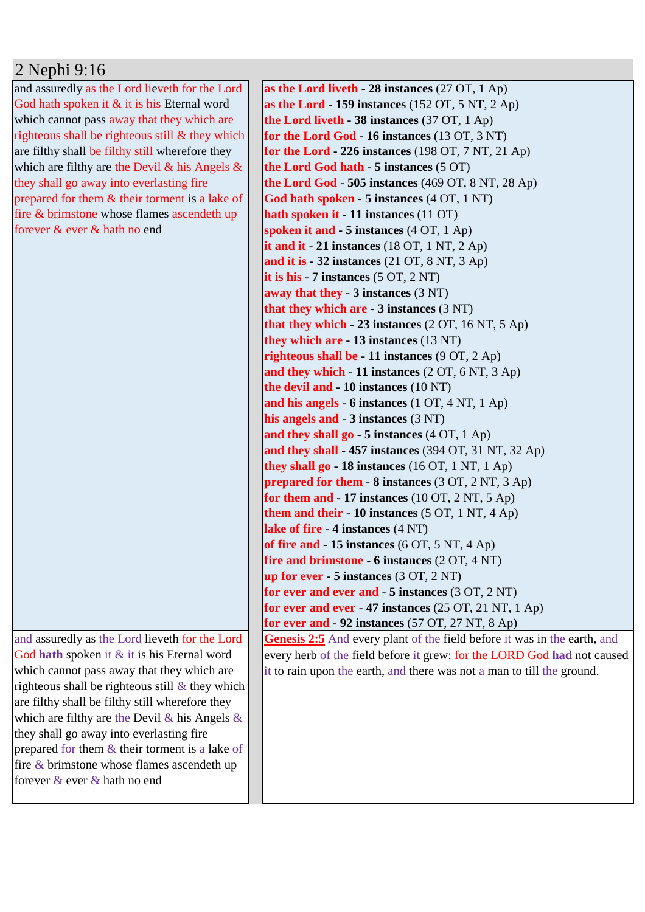# 2 Nephi 9:16

| | |
|---|---|
| and assuredly as the Lord lieveth for the Lord God hath spoken it & it is his Eternal word which cannot pass away that they which are righteous shall be righteous still & they which are filthy shall be filthy still wherefore they which are filthy are the Devil & his Angels & they shall go away into everlasting fire prepared for them & their torment is a lake of fire & brimstone whose flames ascendeth up forever & ever & hath no end | **as the Lord liveth - 28 instances** (27 OT, 1 Ap)<br>**as the Lord - 159 instances** (152 OT, 5 NT, 2 Ap)<br>**the Lord liveth - 38 instances** (37 OT, 1 Ap)<br>**for the Lord God - 16 instances** (13 OT, 3 NT)<br>**for the Lord - 226 instances** (198 OT, 7 NT, 21 Ap)<br>**the Lord God hath - 5 instances** (5 OT)<br>**the Lord God - 505 instances** (469 OT, 8 NT, 28 Ap)<br>**God hath spoken - 5 instances** (4 OT, 1 NT)<br>**hath spoken it - 11 instances** (11 OT)<br>**spoken it and - 5 instances** (4 OT, 1 Ap)<br>**it and it - 21 instances** (18 OT, 1 NT, 2 Ap)<br>**and it is - 32 instances** (21 OT, 8 NT, 3 Ap)<br>**it is his - 7 instances** (5 OT, 2 NT)<br>**away that they - 3 instances** (3 NT)<br>**that they which are - 3 instances** (3 NT)<br>**that they which - 23 instances** (2 OT, 16 NT, 5 Ap)<br>**they which are - 13 instances** (13 NT)<br>**righteous shall be - 11 instances** (9 OT, 2 Ap)<br>**and they which - 11 instances** (2 OT, 6 NT, 3 Ap)<br>**the devil and - 10 instances** (10 NT)<br>**and his angels - 6 instances** (1 OT, 4 NT, 1 Ap)<br>**his angels and - 3 instances** (3 NT)<br>**and they shall go - 5 instances** (4 OT, 1 Ap)<br>**and they shall - 457 instances** (394 OT, 31 NT, 32 Ap)<br>**they shall go - 18 instances** (16 OT, 1 NT, 1 Ap)<br>**prepared for them - 8 instances** (3 OT, 2 NT, 3 Ap)<br>**for them and - 17 instances** (10 OT, 2 NT, 5 Ap)<br>**them and their - 10 instances** (5 OT, 1 NT, 4 Ap)<br>**lake of fire - 4 instances** (4 NT)<br>**of fire and - 15 instances** (6 OT, 5 NT, 4 Ap)<br>**fire and brimstone - 6 instances** (2 OT, 4 NT)<br>**up for ever - 5 instances** (3 OT, 2 NT)<br>**for ever and ever and - 5 instances** (3 OT, 2 NT)<br>**for ever and ever - 47 instances** (25 OT, 21 NT, 1 Ap)<br>**for ever and - 92 instances** (57 OT, 27 NT, 8 Ap) |
| and assuredly as the Lord lieveth for the Lord God **hath** spoken it & it is his Eternal word which cannot pass away that they which are righteous shall be righteous still & they which are filthy shall be filthy still wherefore they which are filthy are the Devil & his Angels & they shall go away into everlasting fire prepared for them & their torment is a lake of fire & brimstone whose flames ascendeth up forever & ever & hath no end | Genesis 2:5 And every plant of the field before it was in the earth, and every herb of the field before it grew: for the LORD God **had** not caused it to rain upon the earth, and there was not a man to till the ground. |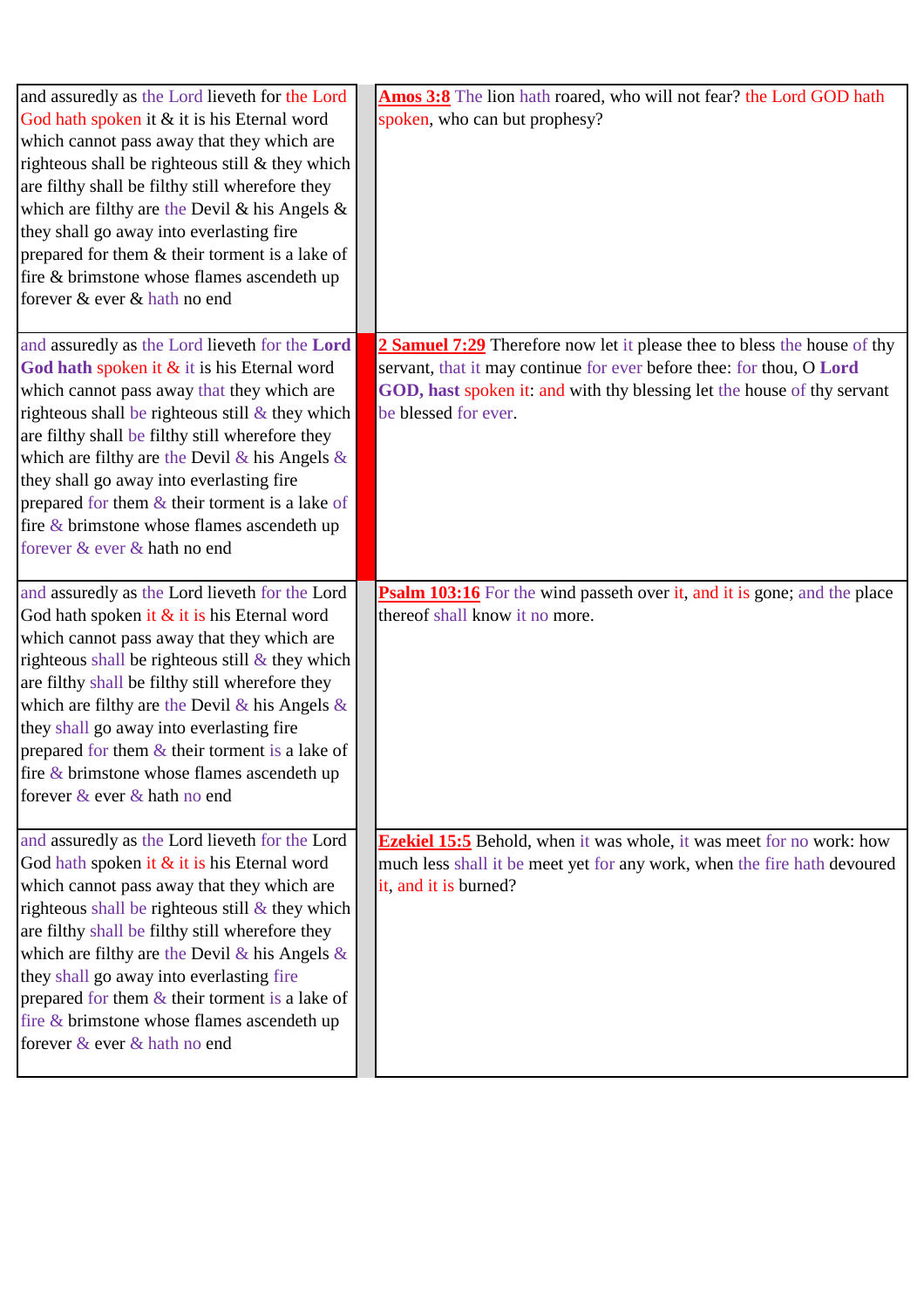| | | |
|---|---|---|
| and assuredly as the Lord lieveth for the Lord God hath spoken it & it is his Eternal word which cannot pass away that they which are righteous shall be righteous still & they which are filthy shall be filthy still wherefore they which are filthy are the Devil & his Angels & they shall go away into everlasting fire prepared for them & their torment is a lake of fire & brimstone whose flames ascendeth up forever & ever & hath no end | | **Amos 3:8** The lion hath roared, who will not fear? the Lord GOD hath spoken, who can but prophesy? |
| and assuredly as the Lord lieveth for the **Lord God hath** spoken it & it is his Eternal word which cannot pass away that they which are righteous shall be righteous still & they which are filthy shall be filthy still wherefore they which are filthy are the Devil & his Angels & they shall go away into everlasting fire prepared for them & their torment is a lake of fire & brimstone whose flames ascendeth up forever & ever & hath no end | | **2 Samuel 7:29** Therefore now let it please thee to bless the house of thy servant, that it may continue for ever before thee: for thou, O **Lord GOD, hast** spoken it: and with thy blessing let the house of thy servant be blessed for ever. |
| and assuredly as the Lord lieveth for the Lord God hath spoken it & it is his Eternal word which cannot pass away that they which are righteous shall be righteous still & they which are filthy shall be filthy still wherefore they which are filthy are the Devil & his Angels & they shall go away into everlasting fire prepared for them & their torment is a lake of fire & brimstone whose flames ascendeth up forever & ever & hath no end | | **Psalm 103:16** For the wind passeth over it, and it is gone; and the place thereof shall know it no more. |
| and assuredly as the Lord lieveth for the Lord God hath spoken it & it is his Eternal word which cannot pass away that they which are righteous shall be righteous still & they which are filthy shall be filthy still wherefore they which are filthy are the Devil & his Angels & they shall go away into everlasting fire prepared for them & their torment is a lake of fire & brimstone whose flames ascendeth up forever & ever & hath no end | | **Ezekiel 15:5** Behold, when it was whole, it was meet for no work: how much less shall it be meet yet for any work, when the fire hath devoured it, and it is burned? |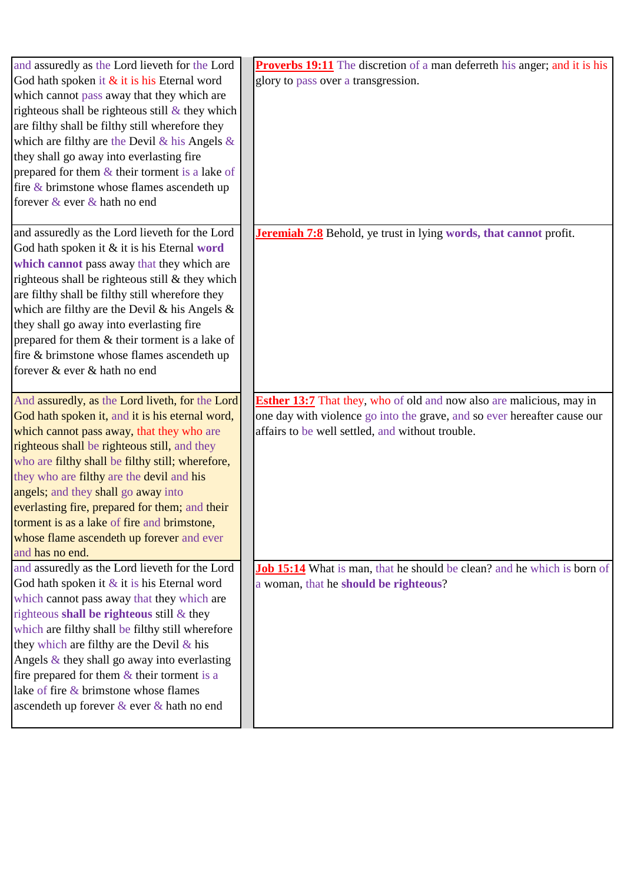| | |
|---|---|
| and assuredly as the Lord lieveth for the Lord God hath spoken it & it is his Eternal word which cannot pass away that they which are righteous shall be righteous still & they which are filthy shall be filthy still wherefore they which are filthy are the Devil & his Angels & they shall go away into everlasting fire prepared for them & their torment is a lake of fire & brimstone whose flames ascendeth up forever & ever & hath no end | **Proverbs 19:11** The discretion of a man deferreth his anger; and it is his glory to pass over a transgression. |
| and assuredly as the Lord lieveth for the Lord God hath spoken it & it is his Eternal **word which cannot** pass away that they which are righteous shall be righteous still & they which are filthy shall be filthy still wherefore they which are filthy are the Devil & his Angels & they shall go away into everlasting fire prepared for them & their torment is a lake of fire & brimstone whose flames ascendeth up forever & ever & hath no end | **Jeremiah 7:8** Behold, ye trust in lying **words, that cannot** profit. |
| And assuredly, as the Lord liveth, for the Lord God hath spoken it, and it is his eternal word, which cannot pass away, that they who are righteous shall be righteous still, and they who are filthy shall be filthy still; wherefore, they who are filthy are the devil and his angels; and they shall go away into everlasting fire, prepared for them; and their torment is as a lake of fire and brimstone, whose flame ascendeth up forever and ever and has no end. | **Esther 13:7** That they, who of old and now also are malicious, may in one day with violence go into the grave, and so ever hereafter cause our affairs to be well settled, and without trouble. |
| and assuredly as the Lord lieveth for the Lord God hath spoken it & it is his Eternal word which cannot pass away that they which are righteous **shall be righteous** still & they which are filthy shall be filthy still wherefore they which are filthy are the Devil & his Angels & they shall go away into everlasting fire prepared for them & their torment is a lake of fire & brimstone whose flames ascendeth up forever & ever & hath no end | **Job 15:14** What is man, that he should be clean? and he which is born of a woman, that he **should be righteous**? |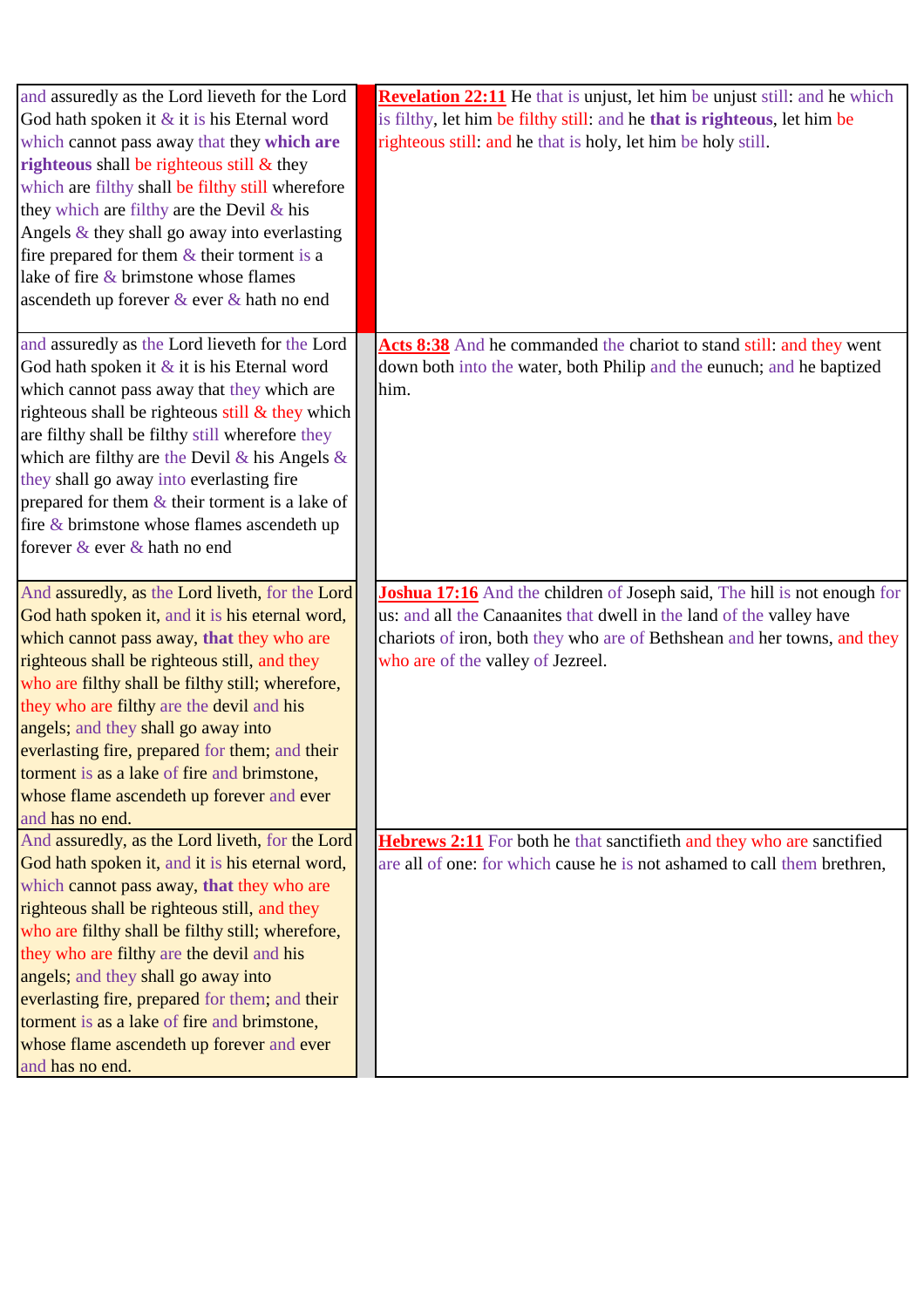| | |
|---|---|
| and assuredly as the Lord lieveth for the Lord God hath spoken it & it is his Eternal word which cannot pass away that they **which are righteous** shall be righteous still & they which are filthy shall be filthy still wherefore they which are filthy are the Devil & his Angels & they shall go away into everlasting fire prepared for them & their torment is a lake of fire & brimstone whose flames ascendeth up forever & ever & hath no end | **Revelation 22:11** He that is unjust, let him be unjust still: and he which is filthy, let him be filthy still: and he **that is righteous**, let him be righteous still: and he that is holy, let him be holy still. |
| and assuredly as the Lord lieveth for the Lord God hath spoken it & it is his Eternal word which cannot pass away that they which are righteous shall be righteous still & they which are filthy shall be filthy still wherefore they which are filthy are the Devil & his Angels & they shall go away into everlasting fire prepared for them & their torment is a lake of fire & brimstone whose flames ascendeth up forever & ever & hath no end | **Acts 8:38** And he commanded the chariot to stand still: and they went down both into the water, both Philip and the eunuch; and he baptized him. |
| And assuredly, as the Lord liveth, for the Lord God hath spoken it, and it is his eternal word, which cannot pass away, **that** they who are righteous shall be righteous still, and they who are filthy shall be filthy still; wherefore, they who are filthy are the devil and his angels; and they shall go away into everlasting fire, prepared for them; and their torment is as a lake of fire and brimstone, whose flame ascendeth up forever and ever and has no end. | **Joshua 17:16** And the children of Joseph said, The hill is not enough for us: and all the Canaanites that dwell in the land of the valley have chariots of iron, both they who are of Bethshean and her towns, and they who are of the valley of Jezreel. |
| And assuredly, as the Lord liveth, for the Lord God hath spoken it, and it is his eternal word, which cannot pass away, **that** they who are righteous shall be righteous still, and they who are filthy shall be filthy still; wherefore, they who are filthy are the devil and his angels; and they shall go away into everlasting fire, prepared for them; and their torment is as a lake of fire and brimstone, whose flame ascendeth up forever and ever and has no end. | **Hebrews 2:11** For both he that sanctifieth and they who are sanctified are all of one: for which cause he is not ashamed to call them brethren, |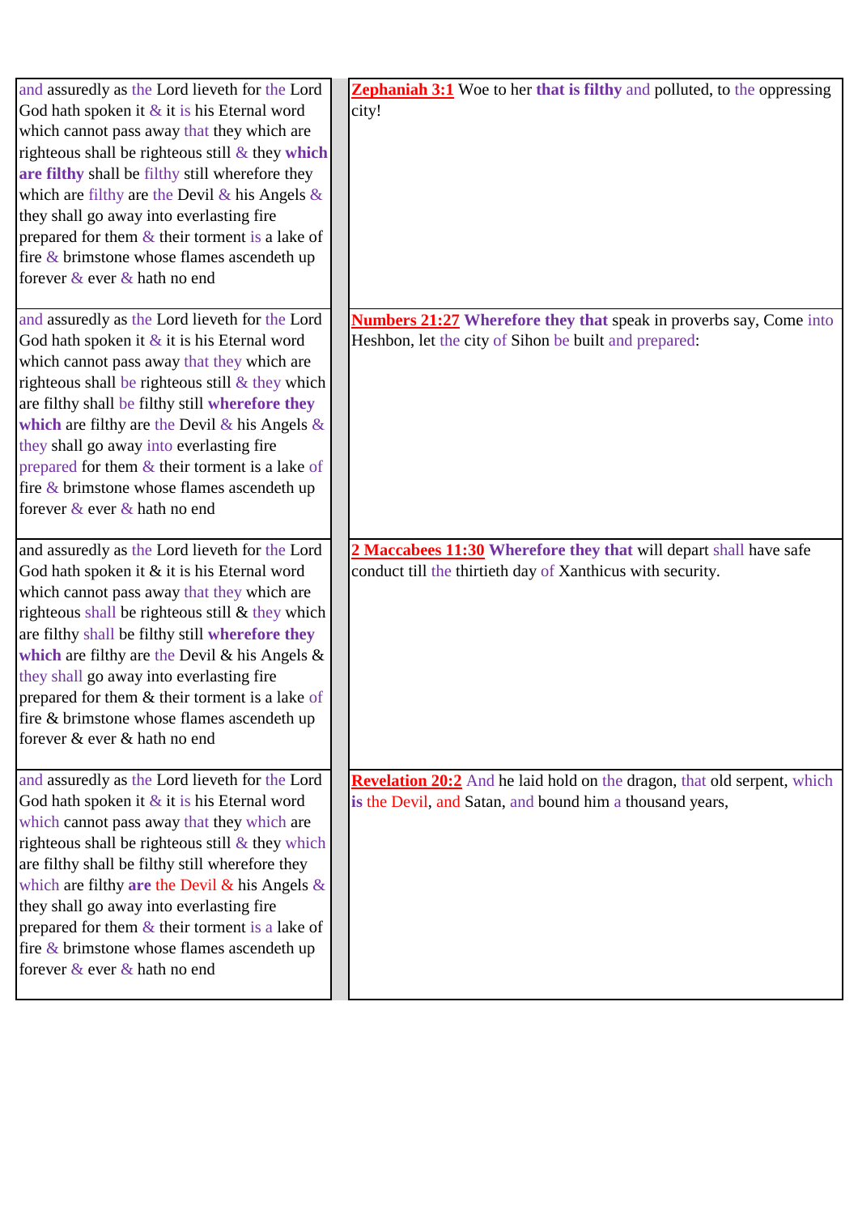| | |
|---|---|
| and assuredly as the Lord lieveth for the Lord God hath spoken it & it is his Eternal word which cannot pass away that they which are righteous shall be righteous still & they **which are filthy** shall be filthy still wherefore they which are filthy are the Devil & his Angels & they shall go away into everlasting fire prepared for them & their torment is a lake of fire & brimstone whose flames ascendeth up forever & ever & hath no end | **Zephaniah 3:1** Woe to her **that is filthy** and polluted, to the oppressing city! |
| and assuredly as the Lord lieveth for the Lord God hath spoken it & it is his Eternal word which cannot pass away that they which are righteous shall be righteous still & they which are filthy shall be filthy still **wherefore they which** are filthy are the Devil & his Angels & they shall go away into everlasting fire prepared for them & their torment is a lake of fire & brimstone whose flames ascendeth up forever & ever & hath no end | **Numbers 21:27** **Wherefore they that** speak in proverbs say, Come into Heshbon, let the city of Sihon be built and prepared: |
| and assuredly as the Lord lieveth for the Lord God hath spoken it & it is his Eternal word which cannot pass away that they which are righteous shall be righteous still & they which are filthy shall be filthy still **wherefore they which** are filthy are the Devil & his Angels & they shall go away into everlasting fire prepared for them & their torment is a lake of fire & brimstone whose flames ascendeth up forever & ever & hath no end | **2 Maccabees 11:30** **Wherefore they that** will depart shall have safe conduct till the thirtieth day of Xanthicus with security. |
| and assuredly as the Lord lieveth for the Lord God hath spoken it & it is his Eternal word which cannot pass away that they which are righteous shall be righteous still & they which are filthy shall be filthy still wherefore they which are filthy **are** the Devil & his Angels & they shall go away into everlasting fire prepared for them & their torment is a lake of fire & brimstone whose flames ascendeth up forever & ever & hath no end | **Revelation 20:2** And he laid hold on the dragon, that old serpent, which **is** the Devil, and Satan, and bound him a thousand years, |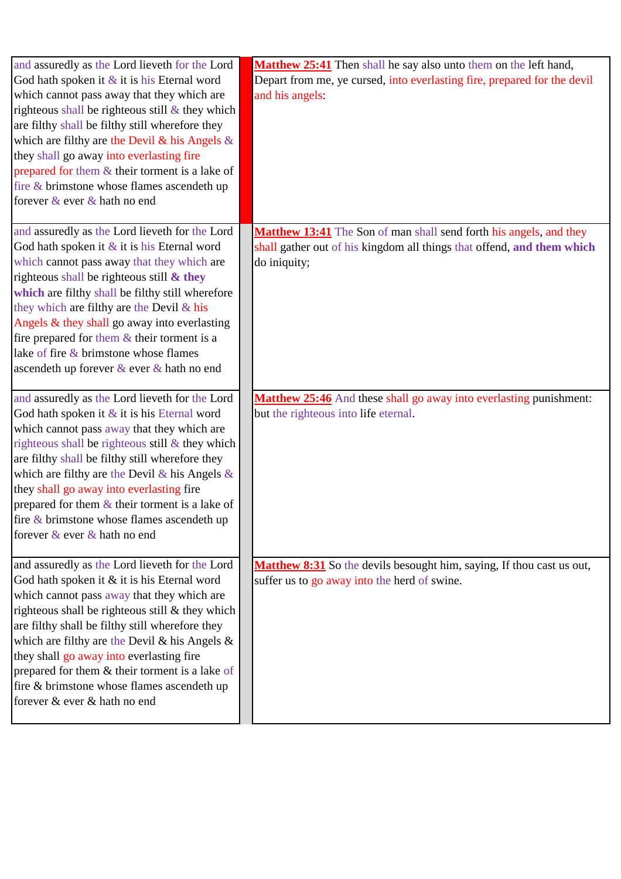| | |
|---|---|
| and assuredly as the Lord lieveth for the Lord God hath spoken it & it is his Eternal word which cannot pass away that they which are righteous shall be righteous still & they which are filthy shall be filthy still wherefore they which are filthy are the Devil & his Angels & they shall go away into everlasting fire prepared for them & their torment is a lake of fire & brimstone whose flames ascendeth up forever & ever & hath no end | **Matthew 25:41** Then shall he say also unto them on the left hand, Depart from me, ye cursed, into everlasting fire, prepared for the devil and his angels: |
| and assuredly as the Lord lieveth for the Lord God hath spoken it & it is his Eternal word which cannot pass away that they which are righteous shall be righteous still **& they which** are filthy shall be filthy still wherefore they which are filthy are the Devil & his Angels & they shall go away into everlasting fire prepared for them & their torment is a lake of fire & brimstone whose flames ascendeth up forever & ever & hath no end | **Matthew 13:41** The Son of man shall send forth his angels, and they shall gather out of his kingdom all things that offend, **and them which** do iniquity; |
| and assuredly as the Lord lieveth for the Lord God hath spoken it & it is his Eternal word which cannot pass away that they which are righteous shall be righteous still & they which are filthy shall be filthy still wherefore they which are filthy are the Devil & his Angels & they shall go away into everlasting fire prepared for them & their torment is a lake of fire & brimstone whose flames ascendeth up forever & ever & hath no end | **Matthew 25:46** And these shall go away into everlasting punishment: but the righteous into life eternal. |
| and assuredly as the Lord lieveth for the Lord God hath spoken it & it is his Eternal word which cannot pass away that they which are righteous shall be righteous still & they which are filthy shall be filthy still wherefore they which are filthy are the Devil & his Angels & they shall go away into everlasting fire prepared for them & their torment is a lake of fire & brimstone whose flames ascendeth up forever & ever & hath no end | **Matthew 8:31** So the devils besought him, saying, If thou cast us out, suffer us to go away into the herd of swine. |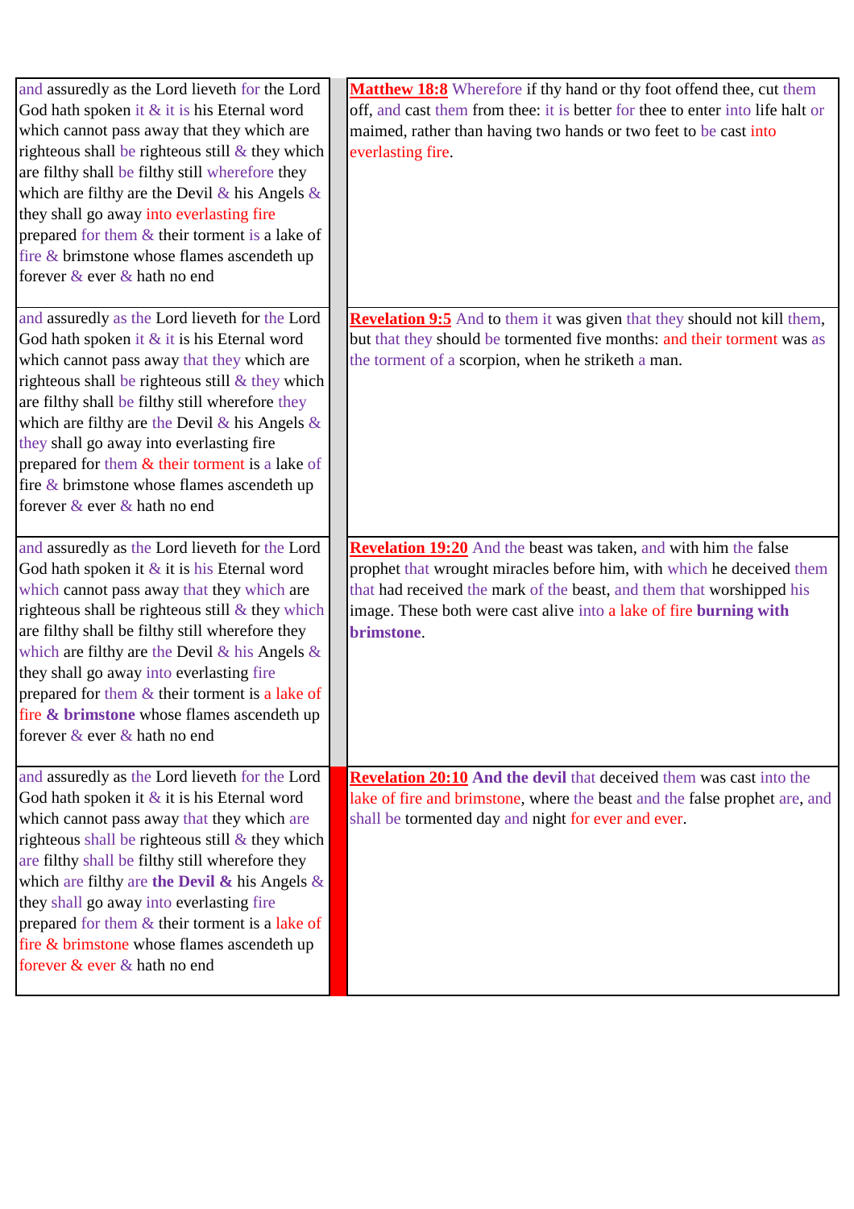| | | |
|---|---|---|
| and assuredly as the Lord lieveth for the Lord God hath spoken it & it is his Eternal word which cannot pass away that they which are righteous shall be righteous still & they which are filthy shall be filthy still wherefore they which are filthy are the Devil & his Angels & they shall go away into everlasting fire prepared for them & their torment is a lake of fire & brimstone whose flames ascendeth up forever & ever & hath no end | | **Matthew 18:8** Wherefore if thy hand or thy foot offend thee, cut them off, and cast them from thee: it is better for thee to enter into life halt or maimed, rather than having two hands or two feet to be cast into everlasting fire. |
| and assuredly as the Lord lieveth for the Lord God hath spoken it & it is his Eternal word which cannot pass away that they which are righteous shall be righteous still & they which are filthy shall be filthy still wherefore they which are filthy are the Devil & his Angels & they shall go away into everlasting fire prepared for them & their torment is a lake of fire & brimstone whose flames ascendeth up forever & ever & hath no end | | **Revelation 9:5** And to them it was given that they should not kill them, but that they should be tormented five months: and their torment was as the torment of a scorpion, when he striketh a man. |
| and assuredly as the Lord lieveth for the Lord God hath spoken it & it is his Eternal word which cannot pass away that they which are righteous shall be righteous still & they which are filthy shall be filthy still wherefore they which are filthy are the Devil & his Angels & they shall go away into everlasting fire prepared for them & their torment is a lake of fire **& brimstone** whose flames ascendeth up forever & ever & hath no end | | **Revelation 19:20** And the beast was taken, and with him the false prophet that wrought miracles before him, with which he deceived them that had received the mark of the beast, and them that worshipped his image. These both were cast alive into a lake of fire **burning with brimstone**. |
| and assuredly as the Lord lieveth for the Lord God hath spoken it & it is his Eternal word which cannot pass away that they which are righteous shall be righteous still & they which are filthy shall be filthy still wherefore they which are filthy are **the Devil &** his Angels & they shall go away into everlasting fire prepared for them & their torment is a lake of fire & brimstone whose flames ascendeth up forever & ever & hath no end | | **Revelation 20:10** **And the devil** that deceived them was cast into the lake of fire and brimstone, where the beast and the false prophet are, and shall be tormented day and night for ever and ever. |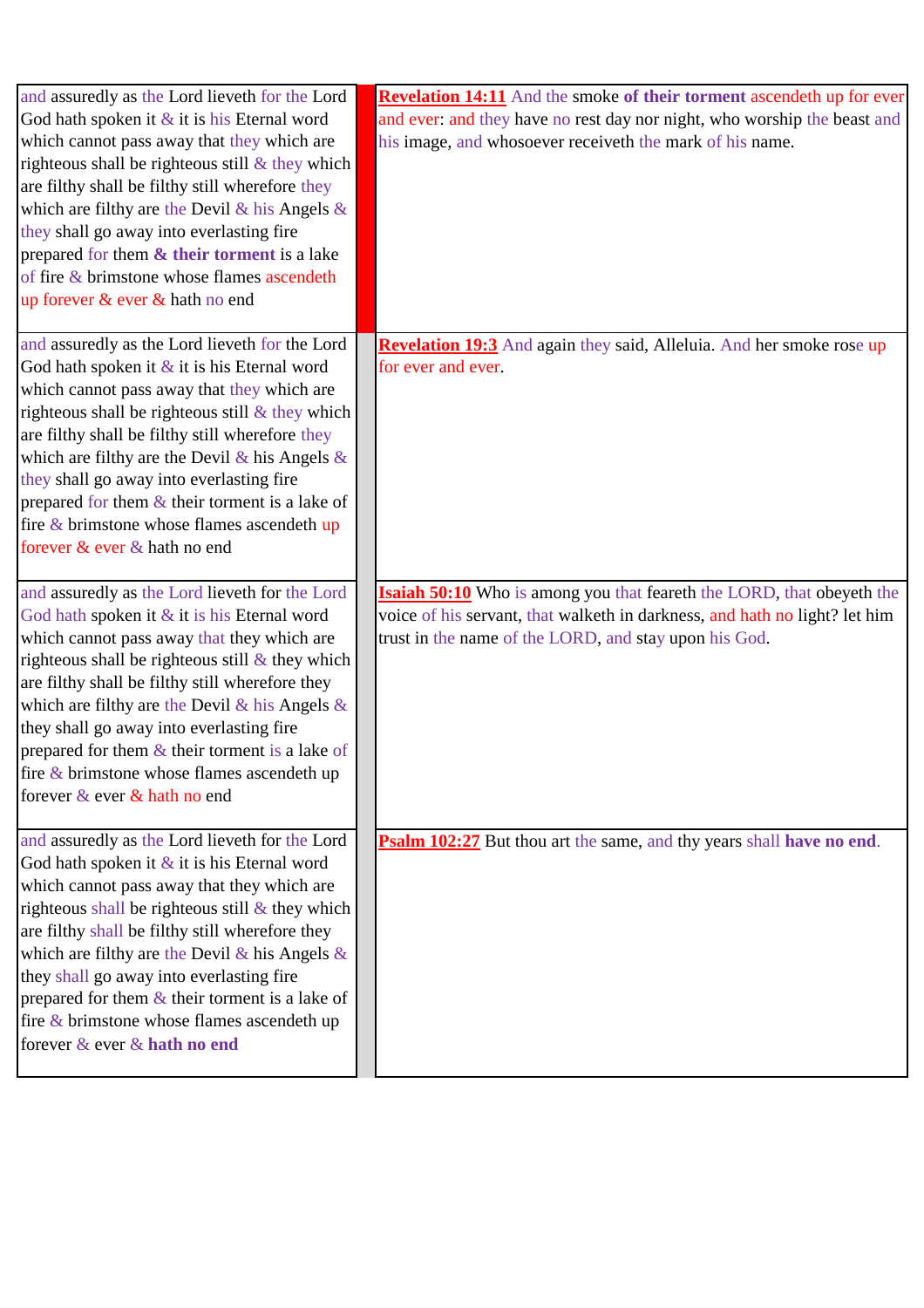| | | |
|---|---|---|
| and assuredly as the Lord lieveth for the Lord God hath spoken it & it is his Eternal word which cannot pass away that they which are righteous shall be righteous still & they which are filthy shall be filthy still wherefore they which are filthy are the Devil & his Angels & they shall go away into everlasting fire prepared for them **& their torment** is a lake of fire & brimstone whose flames ascendeth up forever & ever & hath no end | | **Revelation 14:11** And the smoke **of their torment** ascendeth up for ever and ever: and they have no rest day nor night, who worship the beast and his image, and whosoever receiveth the mark of his name. |
| and assuredly as the Lord lieveth for the Lord God hath spoken it & it is his Eternal word which cannot pass away that they which are righteous shall be righteous still & they which are filthy shall be filthy still wherefore they which are filthy are the Devil & his Angels & they shall go away into everlasting fire prepared for them & their torment is a lake of fire & brimstone whose flames ascendeth up forever & ever & hath no end | | **Revelation 19:3** And again they said, Alleluia. And her smoke rose up for ever and ever. |
| and assuredly as the Lord lieveth for the Lord God hath spoken it & it is his Eternal word which cannot pass away that they which are righteous shall be righteous still & they which are filthy shall be filthy still wherefore they which are filthy are the Devil & his Angels & they shall go away into everlasting fire prepared for them & their torment is a lake of fire & brimstone whose flames ascendeth up forever & ever & hath no end | | **Isaiah 50:10** Who is among you that feareth the LORD, that obeyeth the voice of his servant, that walketh in darkness, and hath no light? let him trust in the name of the LORD, and stay upon his God. |
| and assuredly as the Lord lieveth for the Lord God hath spoken it & it is his Eternal word which cannot pass away that they which are righteous shall be righteous still & they which are filthy shall be filthy still wherefore they which are filthy are the Devil & his Angels & they shall go away into everlasting fire prepared for them & their torment is a lake of fire & brimstone whose flames ascendeth up forever & ever & **hath no end** | | **Psalm 102:27** But thou art the same, and thy years shall **have no end**. |